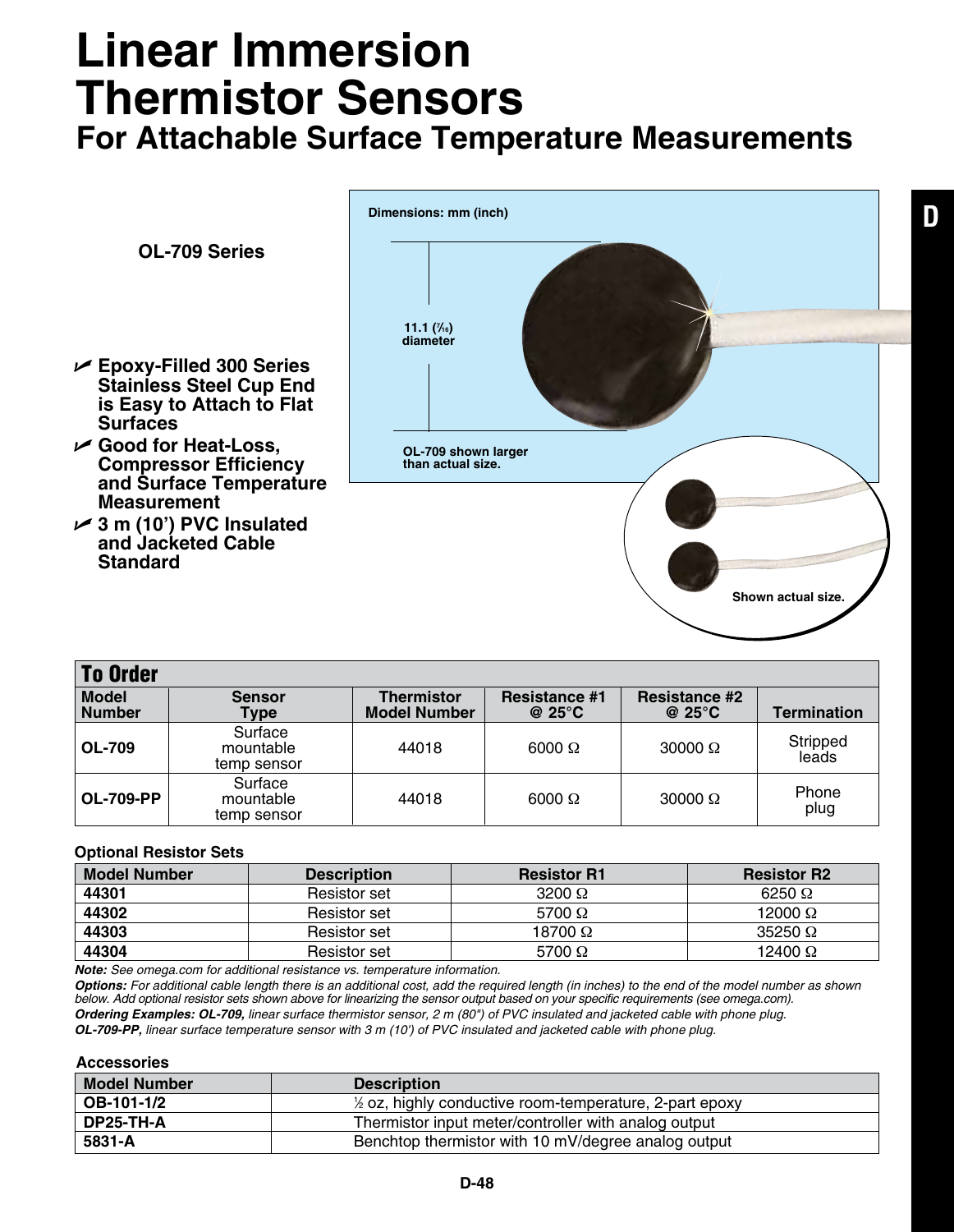# Linear Immersion Thermistor Sensors

## For Attachable Surface Temperature Measurements

**OL-709 Series**

- **Epoxy-Filled 300 Series Stainless Steel Cup End is Easy to Attach to Flat Surfaces**
- **Good for Heat-Loss, Compressor Efficiency and Surface Temperature Measurement**
- **3 m (10') PVC Insulated and Jacketed Cable Standard**

Dimensions: mm (inch)

11.1 (7⁄16) diameter

OL-709 shown larger than actual size.

Shown actual size.

### To Order

| Model Number | Sensor Type | Thermistor Model Number | Resistance #1 @ 25°C | Resistance #2 @ 25°C | Termination |
|---|---|---|---|---|---|
| **OL-709** | Surface mountable temp sensor | 44018 | 6000 Ω | 30000 Ω | Stripped leads |
| **OL-709-PP** | Surface mountable temp sensor | 44018 | 6000 Ω | 30000 Ω | Phone plug |

**Optional Resistor Sets**

| Model Number | Description | Resistor R1 | Resistor R2 |
|---|---|---|---|
| **44301** | Resistor set | 3200 Ω | 6250 Ω |
| **44302** | Resistor set | 5700 Ω | 12000 Ω |
| **44303** | Resistor set | 18700 Ω | 35250 Ω |
| **44304** | Resistor set | 5700 Ω | 12400 Ω |

***Note:*** *See omega.com for additional resistance vs. temperature information.*

***Options:*** *For additional cable length there is an additional cost, add the required length (in inches) to the end of the model number as shown below. Add optional resistor sets shown above for linearizing the sensor output based on your specific requirements (see omega.com).*

***Ordering Examples: OL-709,*** *linear surface thermistor sensor, 2 m (80") of PVC insulated and jacketed cable with phone plug.*

***OL-709-PP,*** *linear surface temperature sensor with 3 m (10') of PVC insulated and jacketed cable with phone plug.*

**Accessories**

| Model Number | Description |
|---|---|
| **OB-101-1/2** | ½ oz, highly conductive room-temperature, 2-part epoxy |
| **DP25-TH-A** | Thermistor input meter/controller with analog output |
| **5831-A** | Benchtop thermistor with 10 mV/degree analog output |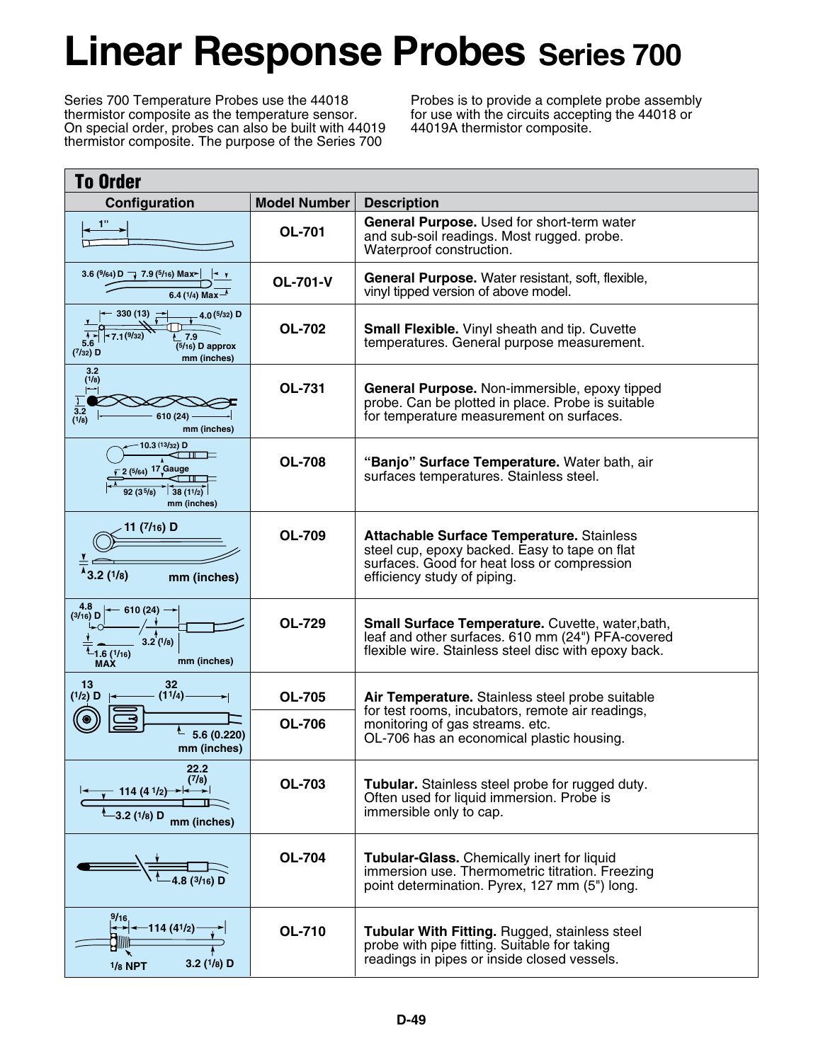# Linear Response Probes Series 700

Series 700 Temperature Probes use the 44018 thermistor composite as the temperature sensor. On special order, probes can also be built with 44019 thermistor composite. The purpose of the Series 700 Probes is to provide a complete probe assembly for use with the circuits accepting the 44018 or 44019A thermistor composite.

## To Order

| Configuration | Model Number | Description |
|---|---|---|
| 1" | OL-701 | **General Purpose.** Used for short-term water and sub-soil readings. Most rugged. probe. Waterproof construction. |
| 3.6 (9/64) D, 7.9 (5/16) Max, 6.4 (1/4) Max | OL-701-V | **General Purpose.** Water resistant, soft, flexible, vinyl tipped version of above model. |
| 330 (13), 4.0 (5/32) D, 7.1 (9/32), 5.6 (7/32) D, 7.9 (5/16) D approx, mm (inches) | OL-702 | **Small Flexible.** Vinyl sheath and tip. Cuvette temperatures. General purpose measurement. |
| 3.2 (1/8), 3.2 (1/8), 610 (24), mm (inches) | OL-731 | **General Purpose.** Non-immersible, epoxy tipped probe. Can be plotted in place. Probe is suitable for temperature measurement on surfaces. |
| 10.3 (13/32) D, 2 (5/64), 17 Gauge, 92 (3 5/8), 38 (1 1/2), mm (inches) | OL-708 | **"Banjo" Surface Temperature.** Water bath, air surfaces temperatures. Stainless steel. |
| 11 (7/16) D, 3.2 (1/8), mm (inches) | OL-709 | **Attachable Surface Temperature.** Stainless steel cup, epoxy backed. Easy to tape on flat surfaces. Good for heat loss or compression efficiency study of piping. |
| 4.8 (3/16) D, 610 (24), 3.2 (1/8), 1.6 (1/16) MAX, mm (inches) | OL-729 | **Small Surface Temperature.** Cuvette, water,bath, leaf and other surfaces. 610 mm (24") PFA-covered flexible wire. Stainless steel disc with epoxy back. |
| 13 (1/2) D, 32 (1 1/4), 5.6 (0.220), mm (inches) | OL-705 | **Air Temperature.** Stainless steel probe suitable for test rooms, incubators, remote air readings, monitoring of gas streams. etc. OL-706 has an economical plastic housing. |
| | OL-706 | |
| 22.2 (7/8), 114 (4 1/2), 3.2 (1/8) D, mm (inches) | OL-703 | **Tubular.** Stainless steel probe for rugged duty. Often used for liquid immersion. Probe is immersible only to cap. |
| 4.8 (3/16) D | OL-704 | **Tubular-Glass.** Chemically inert for liquid immersion use. Thermometric titration. Freezing point determination. Pyrex, 127 mm (5") long. |
| 9/16, 114 (4 1/2), 1/8 NPT, 3.2 (1/8) D | OL-710 | **Tubular With Fitting.** Rugged, stainless steel probe with pipe fitting. Suitable for taking readings in pipes or inside closed vessels. |